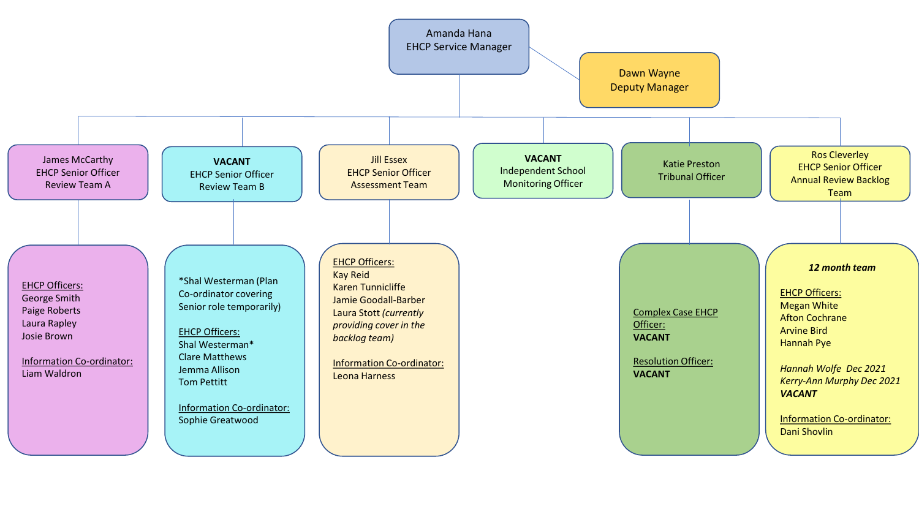**Amanda Hana**
EHCP Service Manager

**Dawn Wayne**
Deputy Manager

---

**James McCarthy**
EHCP Senior Officer
Review Team A

EHCP Officers:
- George Smith
- Paige Roberts
- Laura Rapley
- Josie Brown

Information Co-ordinator:
- Liam Waldron

---

**VACANT**
EHCP Senior Officer
Review Team B

*Shal Westerman (Plan Co-ordinator covering Senior role temporarily)

EHCP Officers:
- Shal Westerman*
- Clare Matthews
- Jemma Allison
- Tom Pettitt

Information Co-ordinator:
- Sophie Greatwood

---

**Jill Essex**
EHCP Senior Officer
Assessment Team

EHCP Officers:
- Kay Reid
- Karen Tunnicliffe
- Jamie Goodall-Barber
- Laura Stott *(currently providing cover in the backlog team)*

Information Co-ordinator:
- Leona Harness

---

**VACANT**
Independent School Monitoring Officer

---

**Katie Preston**
Tribunal Officer

Complex Case EHCP Officer:
**VACANT**

Resolution Officer:
**VACANT**

---

**Ros Cleverley**
EHCP Senior Officer
Annual Review Backlog Team

***12 month team***

EHCP Officers:
- Megan White
- Afton Cochrane
- Arvine Bird
- Hannah Pye

*Hannah Wolfe Dec 2021*
*Kerry-Ann Murphy Dec 2021*
***VACANT***

Information Co-ordinator:
- Dani Shovlin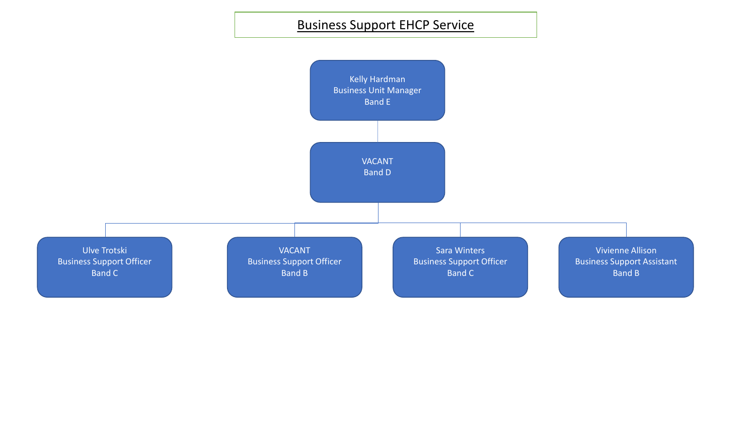# Business Support EHCP Service

- **Kelly Hardman**
  Business Unit Manager
  Band E
  - **VACANT**
    Band D
    - **Ulve Trotski**
      Business Support Officer
      Band C
    - **VACANT**
      Business Support Officer
      Band B
    - **Sara Winters**
      Business Support Officer
      Band C
    - **Vivienne Allison**
      Business Support Assistant
      Band B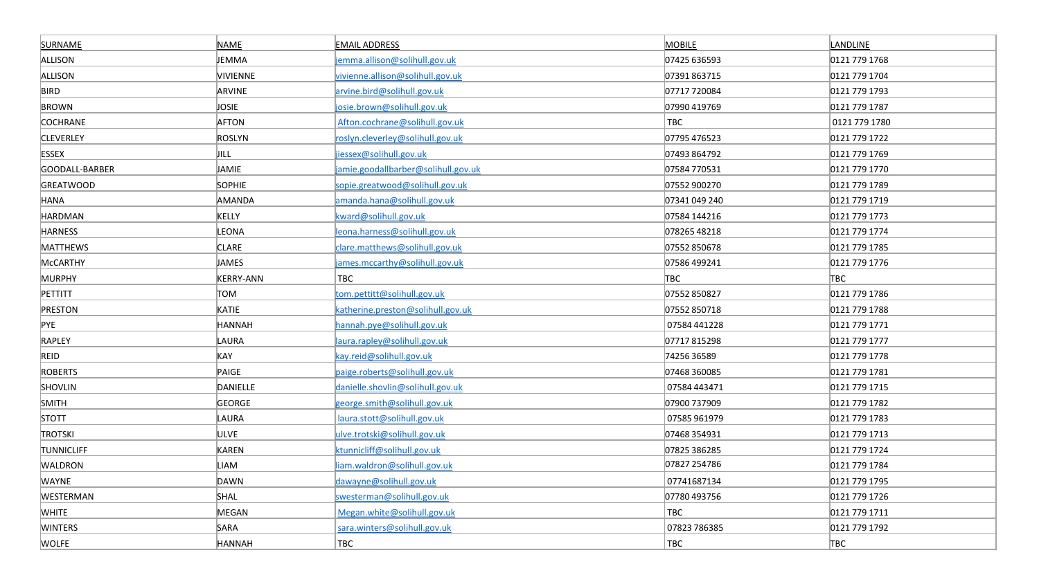| SURNAME | NAME | EMAIL ADDRESS | MOBILE | LANDLINE |
|---|---|---|---|---|
| ALLISON | JEMMA | jemma.allison@solihull.gov.uk | 07425 636593 | 0121 779 1768 |
| ALLISON | VIVIENNE | vivienne.allison@solihull.gov.uk | 07391 863715 | 0121 779 1704 |
| BIRD | ARVINE | arvine.bird@solihull.gov.uk | 07717 720084 | 0121 779 1793 |
| BROWN | JOSIE | josie.brown@solihull.gov.uk | 07990 419769 | 0121 779 1787 |
| COCHRANE | AFTON | Afton.cochrane@solihull.gov.uk | TBC | 0121 779 1780 |
| CLEVERLEY | ROSLYN | roslyn.cleverley@solihull.gov.uk | 07795 476523 | 0121 779 1722 |
| ESSEX | JILL | jiessex@solihull.gov.uk | 07493 864792 | 0121 779 1769 |
| GOODALL-BARBER | JAMIE | jamie.goodallbarber@solihull.gov.uk | 07584 770531 | 0121 779 1770 |
| GREATWOOD | SOPHIE | sopie.greatwood@solihull.gov.uk | 07552 900270 | 0121 779 1789 |
| HANA | AMANDA | amanda.hana@solihull.gov.uk | 07341 049 240 | 0121 779 1719 |
| HARDMAN | KELLY | kward@solihull.gov.uk | 07584 144216 | 0121 779 1773 |
| HARNESS | LEONA | leona.harness@solihull.gov.uk | 078265 48218 | 0121 779 1774 |
| MATTHEWS | CLARE | clare.matthews@solihull.gov.uk | 07552 850678 | 0121 779 1785 |
| McCARTHY | JAMES | james.mccarthy@solihull.gov.uk | 07586 499241 | 0121 779 1776 |
| MURPHY | KERRY-ANN | TBC | TBC | TBC |
| PETTITT | TOM | tom.pettitt@solihull.gov.uk | 07552 850827 | 0121 779 1786 |
| PRESTON | KATIE | katherine.preston@solihull.gov.uk | 07552 850718 | 0121 779 1788 |
| PYE | HANNAH | hannah.pye@solihull.gov.uk | 07584 441228 | 0121 779 1771 |
| RAPLEY | LAURA | laura.rapley@solihull.gov.uk | 07717 815298 | 0121 779 1777 |
| REID | KAY | kay.reid@solihull.gov.uk | 74256 36589 | 0121 779 1778 |
| ROBERTS | PAIGE | paige.roberts@solihull.gov.uk | 07468 360085 | 0121 779 1781 |
| SHOVLIN | DANIELLE | danielle.shovlin@solihull.gov.uk | 07584 443471 | 0121 779 1715 |
| SMITH | GEORGE | george.smith@solihull.gov.uk | 07900 737909 | 0121 779 1782 |
| STOTT | LAURA | laura.stott@solihull.gov.uk | 07585 961979 | 0121 779 1783 |
| TROTSKI | ULVE | ulve.trotski@solihull.gov.uk | 07468 354931 | 0121 779 1713 |
| TUNNICLIFF | KAREN | ktunnicliff@solihull.gov.uk | 07825 386285 | 0121 779 1724 |
| WALDRON | LIAM | liam.waldron@solihull.gov.uk | 07827 254786 | 0121 779 1784 |
| WAYNE | DAWN | dawayne@solihull.gov.uk | 07741687134 | 0121 779 1795 |
| WESTERMAN | SHAL | swesterman@solihull.gov.uk | 07780 493756 | 0121 779 1726 |
| WHITE | MEGAN | Megan.white@solihull.gov.uk | TBC | 0121 779 1711 |
| WINTERS | SARA | sara.winters@solihull.gov.uk | 07823 786385 | 0121 779 1792 |
| WOLFE | HANNAH | TBC | TBC | TBC |